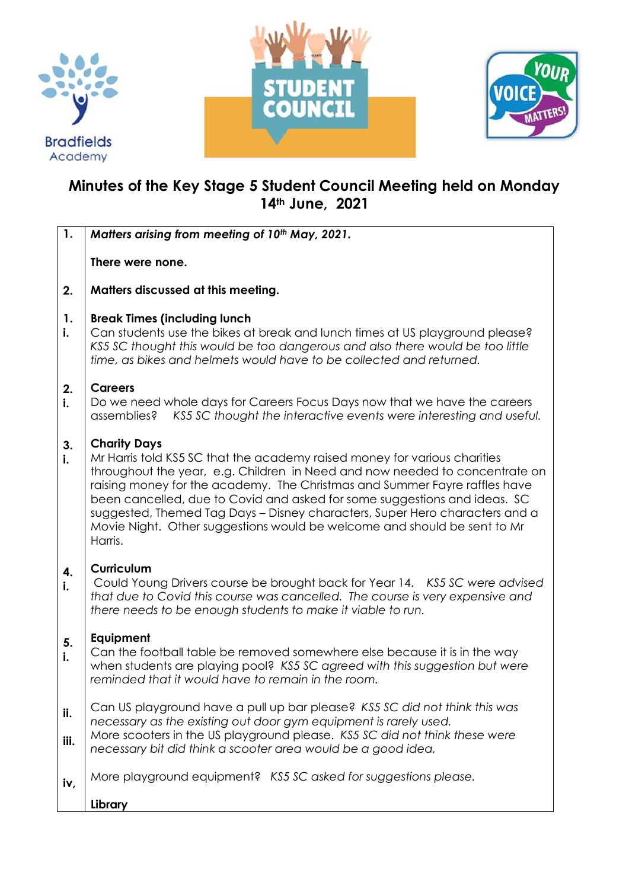Bradfields Academy

STUDENT COUNCIL

YOUR VOICE MATTERS!

# Minutes of the Key Stage 5 Student Council Meeting held on Monday 14th June, 2021

**1.** ***Matters arising from meeting of 10th May, 2021.***

**There were none.**

**2.** **Matters discussed at this meeting.**

**1. Break Times (including lunch**

**i.** Can students use the bikes at break and lunch times at US playground please? *KS5 SC thought this would be too dangerous and also there would be too little time, as bikes and helmets would have to be collected and returned.*

**2. Careers**

**i.** Do we need whole days for Careers Focus Days now that we have the careers assemblies? *KS5 SC thought the interactive events were interesting and useful.*

**3. Charity Days**

**i.** Mr Harris told KS5 SC that the academy raised money for various charities throughout the year, e.g. Children in Need and now needed to concentrate on raising money for the academy. The Christmas and Summer Fayre raffles have been cancelled, due to Covid and asked for some suggestions and ideas. SC suggested, Themed Tag Days – Disney characters, Super Hero characters and a Movie Night. Other suggestions would be welcome and should be sent to Mr Harris.

**4. Curriculum**

**i.** Could Young Drivers course be brought back for Year 14. *KS5 SC were advised that due to Covid this course was cancelled. The course is very expensive and there needs to be enough students to make it viable to run.*

**5. Equipment**

**i.** Can the football table be removed somewhere else because it is in the way when students are playing pool? *KS5 SC agreed with this suggestion but were reminded that it would have to remain in the room.*

**ii.** Can US playground have a pull up bar please? *KS5 SC did not think this was necessary as the existing out door gym equipment is rarely used.*

**iii.** More scooters in the US playground please. *KS5 SC did not think these were necessary bit did think a scooter area would be a good idea,*

**iv,** More playground equipment? *KS5 SC asked for suggestions please.*

**Library**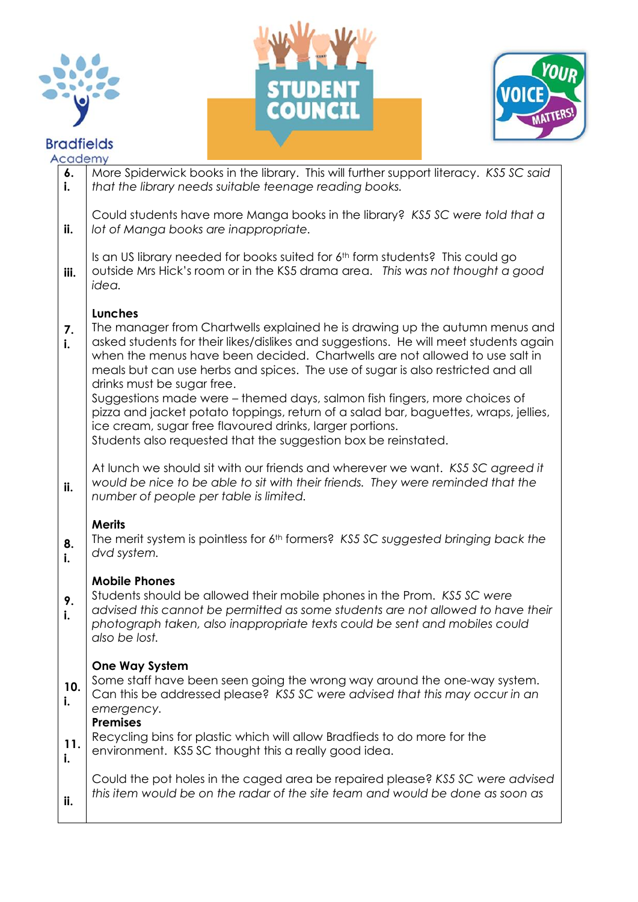| | |
|---|---|
| **6. i.** | More Spiderwick books in the library. This will further support literacy. *KS5 SC said that the library needs suitable teenage reading books.* |
| **ii.** | Could students have more Manga books in the library? *KS5 SC were told that a lot of Manga books are inappropriate.* |
| **iii.** | Is an US library needed for books suited for 6th form students? This could go outside Mrs Hick's room or in the KS5 drama area. *This was not thought a good idea.* |
| **7. i.** | **Lunches**<br>The manager from Chartwells explained he is drawing up the autumn menus and asked students for their likes/dislikes and suggestions. He will meet students again when the menus have been decided. Chartwells are not allowed to use salt in meals but can use herbs and spices. The use of sugar is also restricted and all drinks must be sugar free.<br>Suggestions made were – themed days, salmon fish fingers, more choices of pizza and jacket potato toppings, return of a salad bar, baguettes, wraps, jellies, ice cream, sugar free flavoured drinks, larger portions.<br>Students also requested that the suggestion box be reinstated. |
| **ii.** | At lunch we should sit with our friends and wherever we want. *KS5 SC agreed it would be nice to be able to sit with their friends. They were reminded that the number of people per table is limited.* |
| **8. i.** | **Merits**<br>The merit system is pointless for 6th formers? *KS5 SC suggested bringing back the dvd system.* |
| **9. i.** | **Mobile Phones**<br>Students should be allowed their mobile phones in the Prom. *KS5 SC were advised this cannot be permitted as some students are not allowed to have their photograph taken, also inappropriate texts could be sent and mobiles could also be lost.* |
| **10. i.** | **One Way System**<br>Some staff have been seen going the wrong way around the one-way system. Can this be addressed please? *KS5 SC were advised that this may occur in an emergency.* |
| **11. i.** | **Premises**<br>Recycling bins for plastic which will allow Bradfieds to do more for the environment. KS5 SC thought this a really good idea. |
| **ii.** | Could the pot holes in the caged area be repaired please? *KS5 SC were advised this item would be on the radar of the site team and would be done as soon as* |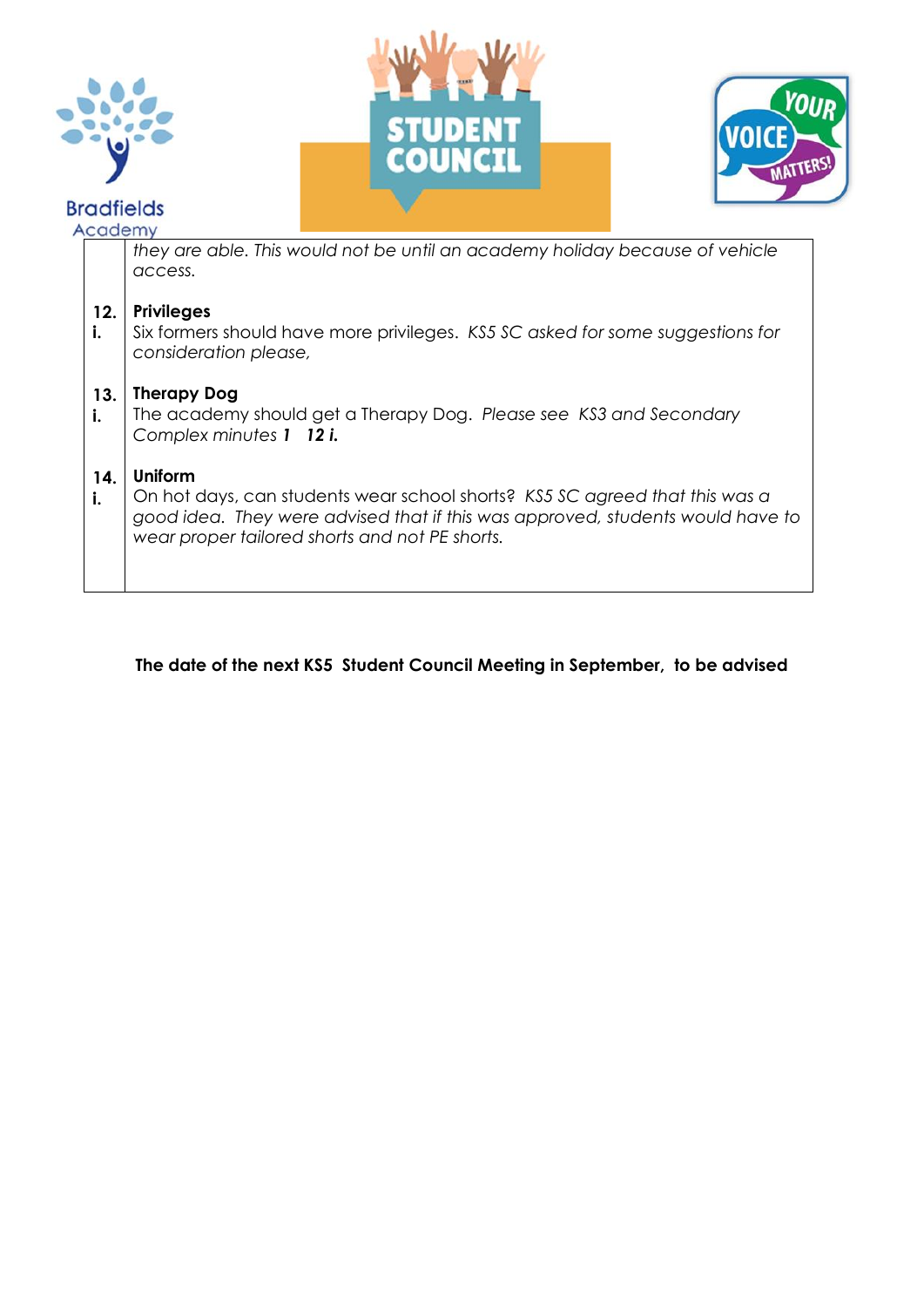| | |
|---|---|
| | *they are able. This would not be until an academy holiday because of vehicle access.* |
| **12. i.** | **Privileges**<br>Six formers should have more privileges. *KS5 SC asked for some suggestions for consideration please,* |
| **13. i.** | **Therapy Dog**<br>The academy should get a Therapy Dog. *Please see KS3 and Secondary Complex minutes **1 12 i.*** |
| **14. i.** | **Uniform**<br>On hot days, can students wear school shorts? *KS5 SC agreed that this was a good idea. They were advised that if this was approved, students would have to wear proper tailored shorts and not PE shorts.* |

**The date of the next KS5 Student Council Meeting in September, to be advised**